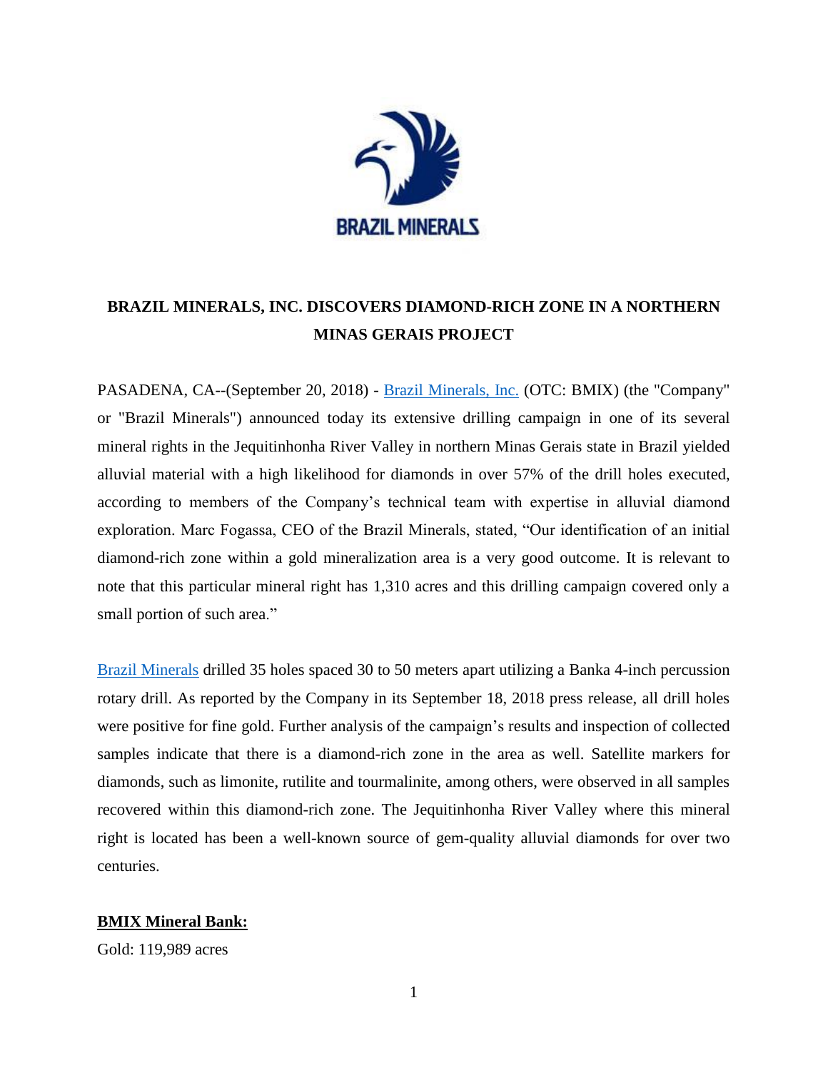# BRAZIL MINERALS, INC. DISCOVERS DIAMOND-RICH ZONE IN A NORTHERN MINAS GERAIS PROJECT

PASADENA, CA--(September 20, 2018) - Brazil Minerals, Inc. (OTC: BMIX) (the "Company" or "Brazil Minerals") announced today its extensive drilling campaign in one of its several mineral rights in the Jequitinhonha River Valley in northern Minas Gerais state in Brazil yielded alluvial material with a high likelihood for diamonds in over 57% of the drill holes executed, according to members of the Company's technical team with expertise in alluvial diamond exploration. Marc Fogassa, CEO of the Brazil Minerals, stated, "Our identification of an initial diamond-rich zone within a gold mineralization area is a very good outcome. It is relevant to note that this particular mineral right has 1,310 acres and this drilling campaign covered only a small portion of such area."

Brazil Minerals drilled 35 holes spaced 30 to 50 meters apart utilizing a Banka 4-inch percussion rotary drill. As reported by the Company in its September 18, 2018 press release, all drill holes were positive for fine gold. Further analysis of the campaign's results and inspection of collected samples indicate that there is a diamond-rich zone in the area as well. Satellite markers for diamonds, such as limonite, rutilite and tourmalinite, among others, were observed in all samples recovered within this diamond-rich zone. The Jequitinhonha River Valley where this mineral right is located has been a well-known source of gem-quality alluvial diamonds for over two centuries.

**BMIX Mineral Bank:**

Gold: 119,989 acres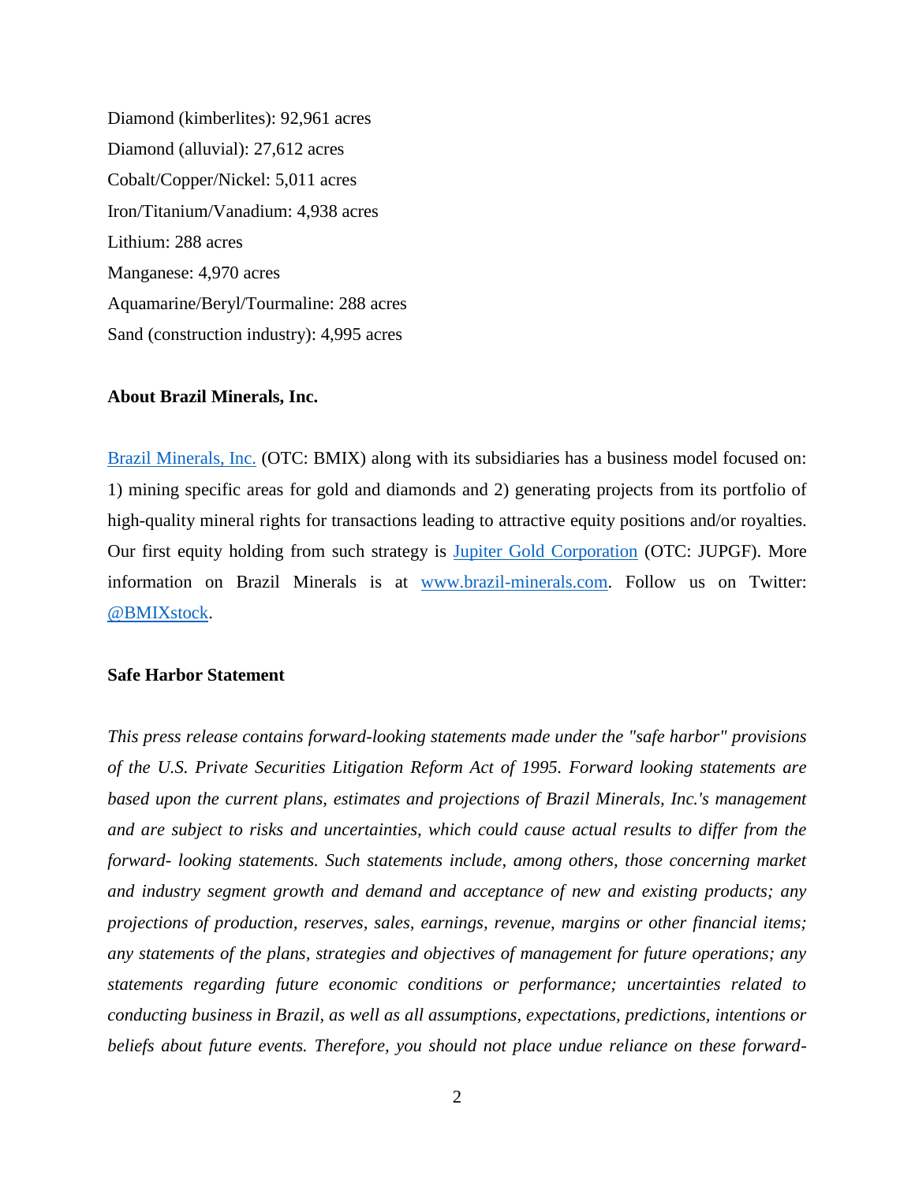Diamond (kimberlites): 92,961 acres

Diamond (alluvial): 27,612 acres

Cobalt/Copper/Nickel: 5,011 acres

Iron/Titanium/Vanadium: 4,938 acres

Lithium: 288 acres

Manganese: 4,970 acres

Aquamarine/Beryl/Tourmaline: 288 acres

Sand (construction industry): 4,995 acres

**About Brazil Minerals, Inc.**

[Brazil Minerals, Inc.](http://www.brazil-minerals.com) (OTC: BMIX) along with its subsidiaries has a business model focused on: 1) mining specific areas for gold and diamonds and 2) generating projects from its portfolio of high-quality mineral rights for transactions leading to attractive equity positions and/or royalties. Our first equity holding from such strategy is Jupiter Gold Corporation (OTC: JUPGF). More information on Brazil Minerals is at www.brazil-minerals.com. Follow us on Twitter: @BMIXstock.

**Safe Harbor Statement**

*This press release contains forward-looking statements made under the "safe harbor" provisions of the U.S. Private Securities Litigation Reform Act of 1995. Forward looking statements are based upon the current plans, estimates and projections of Brazil Minerals, Inc.'s management and are subject to risks and uncertainties, which could cause actual results to differ from the forward- looking statements. Such statements include, among others, those concerning market and industry segment growth and demand and acceptance of new and existing products; any projections of production, reserves, sales, earnings, revenue, margins or other financial items; any statements of the plans, strategies and objectives of management for future operations; any statements regarding future economic conditions or performance; uncertainties related to conducting business in Brazil, as well as all assumptions, expectations, predictions, intentions or beliefs about future events. Therefore, you should not place undue reliance on these forward-*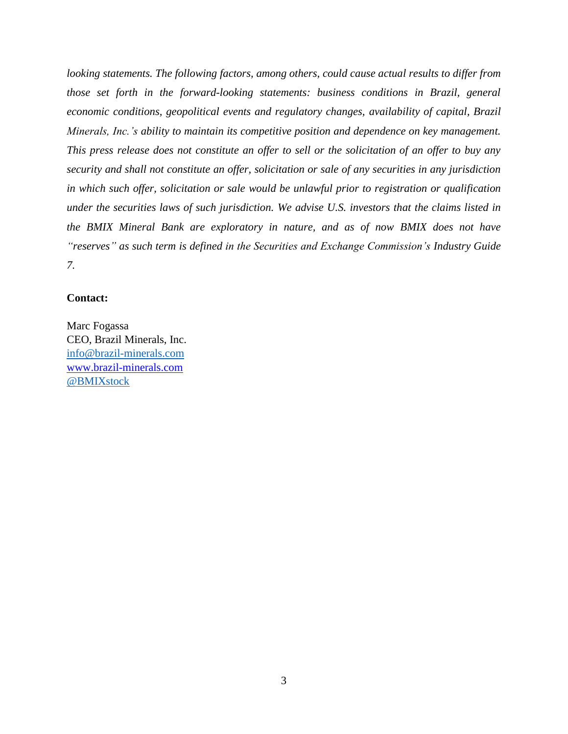*looking statements. The following factors, among others, could cause actual results to differ from those set forth in the forward-looking statements: business conditions in Brazil, general economic conditions, geopolitical events and regulatory changes, availability of capital, Brazil Minerals, Inc.'s ability to maintain its competitive position and dependence on key management. This press release does not constitute an offer to sell or the solicitation of an offer to buy any security and shall not constitute an offer, solicitation or sale of any securities in any jurisdiction in which such offer, solicitation or sale would be unlawful prior to registration or qualification under the securities laws of such jurisdiction. We advise U.S. investors that the claims listed in the BMIX Mineral Bank are exploratory in nature, and as of now BMIX does not have "reserves" as such term is defined in the Securities and Exchange Commission's Industry Guide 7.*

**Contact:**

Marc Fogassa
CEO, Brazil Minerals, Inc.
info@brazil-minerals.com
www.brazil-minerals.com
@BMIXstock